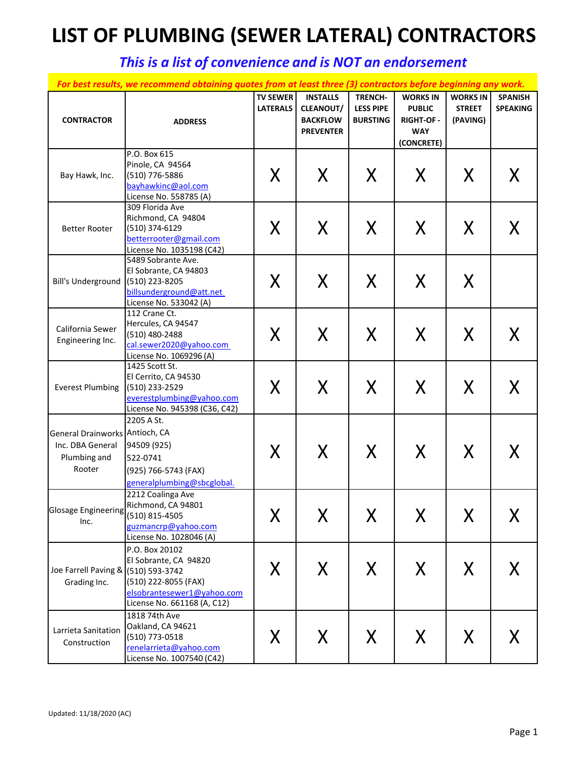# LIST OF PLUMBING (SEWER LATERAL) CONTRACTORS

## *This is a list of convenience and is NOT an endorsement*

***For best results, we recommend obtaining quotes from at least three (3) contractors before beginning any work.***

| CONTRACTOR | ADDRESS | TV SEWER LATERALS | INSTALLS CLEANOUT/ BACKFLOW PREVENTER | TRENCH-LESS PIPE BURSTING | WORKS IN PUBLIC RIGHT-OF - WAY (CONCRETE) | WORKS IN STREET (PAVING) | SPANISH SPEAKING |
|---|---|---|---|---|---|---|---|
| Bay Hawk, Inc. | P.O. Box 615<br>Pinole, CA 94564<br>(510) 776-5886<br>bayhawkinc@aol.com<br>License No. 558785 (A) | X | X | X | X | X | X |
| Better Rooter | 309 Florida Ave<br>Richmond, CA 94804<br>(510) 374-6129<br>betterrooter@gmail.com<br>License No. 1035198 (C42) | X | X | X | X | X | X |
| Bill's Underground | 5489 Sobrante Ave.<br>El Sobrante, CA 94803<br>(510) 223-8205<br>billsunderground@att.net<br>License No. 533042 (A) | X | X | X | X | X | |
| California Sewer Engineering Inc. | 112 Crane Ct.<br>Hercules, CA 94547<br>(510) 480-2488<br>cal.sewer2020@yahoo.com<br>License No. 1069296 (A) | X | X | X | X | X | X |
| Everest Plumbing | 1425 Scott St.<br>El Cerrito, CA 94530<br>(510) 233-2529<br>everestplumbing@yahoo.com<br>License No. 945398 (C36, C42) | X | X | X | X | X | X |
| General Drainworks Inc. DBA General Plumbing and Rooter | 2205 A St.<br>Antioch, CA<br>94509 (925)<br>522-0741<br>(925) 766-5743 (FAX)<br>generalplumbing@sbcglobal. | X | X | X | X | X | X |
| Glosage Engineering Inc. | 2212 Coalinga Ave<br>Richmond, CA 94801<br>(510) 815-4505<br>guzmancrp@yahoo.com<br>License No. 1028046 (A) | X | X | X | X | X | X |
| Joe Farrell Paving & Grading Inc. | P.O. Box 20102<br>El Sobrante, CA 94820<br>(510) 593-3742<br>(510) 222-8055 (FAX)<br>elsobrantesewer1@yahoo.com<br>License No. 661168 (A, C12) | X | X | X | X | X | X |
| Larrieta Sanitation Construction | 1818 74th Ave<br>Oakland, CA 94621<br>(510) 773-0518<br>renelarrieta@yahoo.com<br>License No. 1007540 (C42) | X | X | X | X | X | X |

Updated: 11/18/2020 (AC)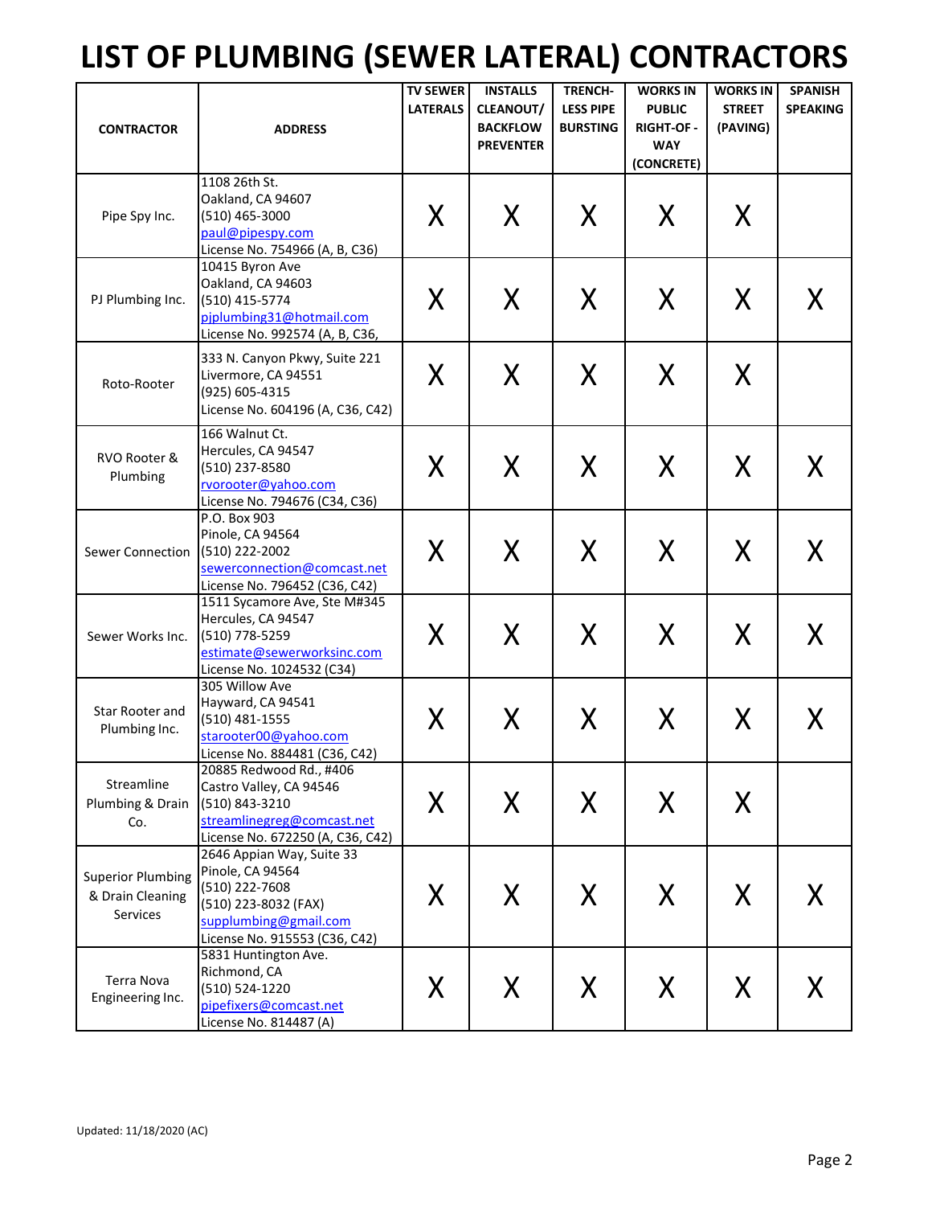# LIST OF PLUMBING (SEWER LATERAL) CONTRACTORS

| CONTRACTOR | ADDRESS | TV SEWER LATERALS | INSTALLS CLEANOUT/ BACKFLOW PREVENTER | TRENCH-LESS PIPE BURSTING | WORKS IN PUBLIC RIGHT-OF - WAY (CONCRETE) | WORKS IN STREET (PAVING) | SPANISH SPEAKING |
|---|---|---|---|---|---|---|---|
| Pipe Spy Inc. | 1108 26th St.<br>Oakland, CA 94607<br>(510) 465-3000<br>paul@pipespy.com<br>License No. 754966 (A, B, C36) | X | X | X | X | X | |
| PJ Plumbing Inc. | 10415 Byron Ave<br>Oakland, CA 94603<br>(510) 415-5774<br>pjplumbing31@hotmail.com<br>License No. 992574 (A, B, C36, | X | X | X | X | X | X |
| Roto-Rooter | 333 N. Canyon Pkwy, Suite 221<br>Livermore, CA 94551<br>(925) 605-4315<br>License No. 604196 (A, C36, C42) | X | X | X | X | X | |
| RVO Rooter & Plumbing | 166 Walnut Ct.<br>Hercules, CA 94547<br>(510) 237-8580<br>rvorooter@yahoo.com<br>License No. 794676 (C34, C36) | X | X | X | X | X | X |
| Sewer Connection | P.O. Box 903<br>Pinole, CA 94564<br>(510) 222-2002<br>sewerconnection@comcast.net<br>License No. 796452 (C36, C42) | X | X | X | X | X | X |
| Sewer Works Inc. | 1511 Sycamore Ave, Ste M#345<br>Hercules, CA 94547<br>(510) 778-5259<br>estimate@sewerworksinc.com<br>License No. 1024532 (C34) | X | X | X | X | X | X |
| Star Rooter and Plumbing Inc. | 305 Willow Ave<br>Hayward, CA 94541<br>(510) 481-1555<br>starooter00@yahoo.com<br>License No. 884481 (C36, C42) | X | X | X | X | X | X |
| Streamline Plumbing & Drain Co. | 20885 Redwood Rd., #406<br>Castro Valley, CA 94546<br>(510) 843-3210<br>streamlinegreg@comcast.net<br>License No. 672250 (A, C36, C42) | X | X | X | X | X | |
| Superior Plumbing & Drain Cleaning Services | 2646 Appian Way, Suite 33<br>Pinole, CA 94564<br>(510) 222-7608<br>(510) 223-8032 (FAX)<br>supplumbing@gmail.com<br>License No. 915553 (C36, C42) | X | X | X | X | X | X |
| Terra Nova Engineering Inc. | 5831 Huntington Ave.<br>Richmond, CA<br>(510) 524-1220<br>pipefixers@comcast.net<br>License No. 814487 (A) | X | X | X | X | X | X |

Updated: 11/18/2020 (AC)